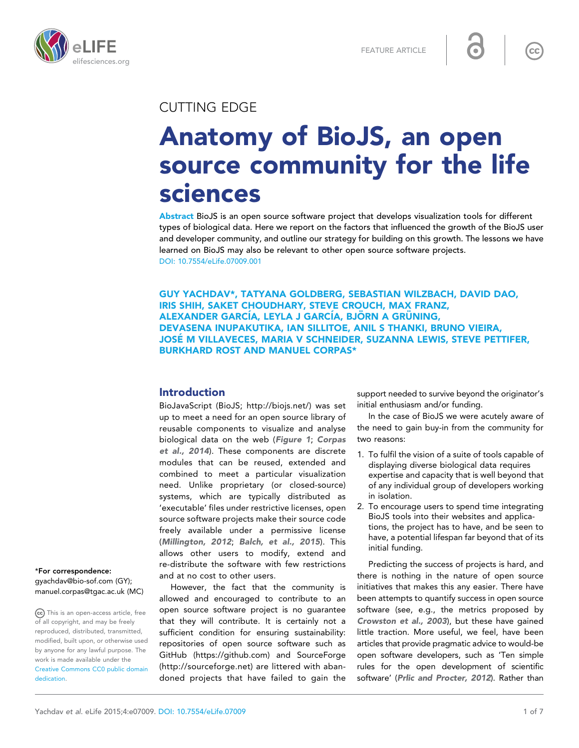CUTTING EDGE

# Anatomy of BioJS, an open source community for the life sciences

**Abstract** BioJS is an open source software project that develops visualization tools for different types of biological data. Here we report on the factors that influenced the growth of the BioJS user and developer community, and outline our strategy for building on this growth. The lessons we have learned on BioJS may also be relevant to other open source software projects.
DOI: 10.7554/eLife.07009.001

**GUY YACHDAV\*, TATYANA GOLDBERG, SEBASTIAN WILZBACH, DAVID DAO, IRIS SHIH, SAKET CHOUDHARY, STEVE CROUCH, MAX FRANZ, ALEXANDER GARCÍA, LEYLA J GARCÍA, BJÖRN A GRÜNING, DEVASENA INUPAKUTIKA, IAN SILLITOE, ANIL S THANKI, BRUNO VIEIRA, JOSÉ M VILLAVECES, MARIA V SCHNEIDER, SUZANNA LEWIS, STEVE PETTIFER, BURKHARD ROST AND MANUEL CORPAS\***

\*For correspondence: gyachdav@bio-sof.com (GY); manuel.corpas@tgac.ac.uk (MC)

This is an open-access article, free of all copyright, and may be freely reproduced, distributed, transmitted, modified, built upon, or otherwise used by anyone for any lawful purpose. The work is made available under the Creative Commons CC0 public domain dedication.

## Introduction

BioJavaScript (BioJS; http://biojs.net/) was set up to meet a need for an open source library of reusable components to visualize and analyse biological data on the web (***Figure 1***; ***Corpas et al., 2014***). These components are discrete modules that can be reused, extended and combined to meet a particular visualization need. Unlike proprietary (or closed-source) systems, which are typically distributed as 'executable' files under restrictive licenses, open source software projects make their source code freely available under a permissive license (***Millington, 2012***; ***Balch, et al., 2015***). This allows other users to modify, extend and re-distribute the software with few restrictions and at no cost to other users.

However, the fact that the community is allowed and encouraged to contribute to an open source software project is no guarantee that they will contribute. It is certainly not a sufficient condition for ensuring sustainability: repositories of open source software such as GitHub (https://github.com) and SourceForge (http://sourceforge.net) are littered with abandoned projects that have failed to gain the support needed to survive beyond the originator's initial enthusiasm and/or funding.

In the case of BioJS we were acutely aware of the need to gain buy-in from the community for two reasons:

1. To fulfil the vision of a suite of tools capable of displaying diverse biological data requires expertise and capacity that is well beyond that of any individual group of developers working in isolation.
2. To encourage users to spend time integrating BioJS tools into their websites and applications, the project has to have, and be seen to have, a potential lifespan far beyond that of its initial funding.

Predicting the success of projects is hard, and there is nothing in the nature of open source initiatives that makes this any easier. There have been attempts to quantify success in open source software (see, e.g., the metrics proposed by ***Crowston et al., 2003***), but these have gained little traction. More useful, we feel, have been articles that provide pragmatic advice to would-be open software developers, such as 'Ten simple rules for the open development of scientific software' (***Prlic and Procter, 2012***). Rather than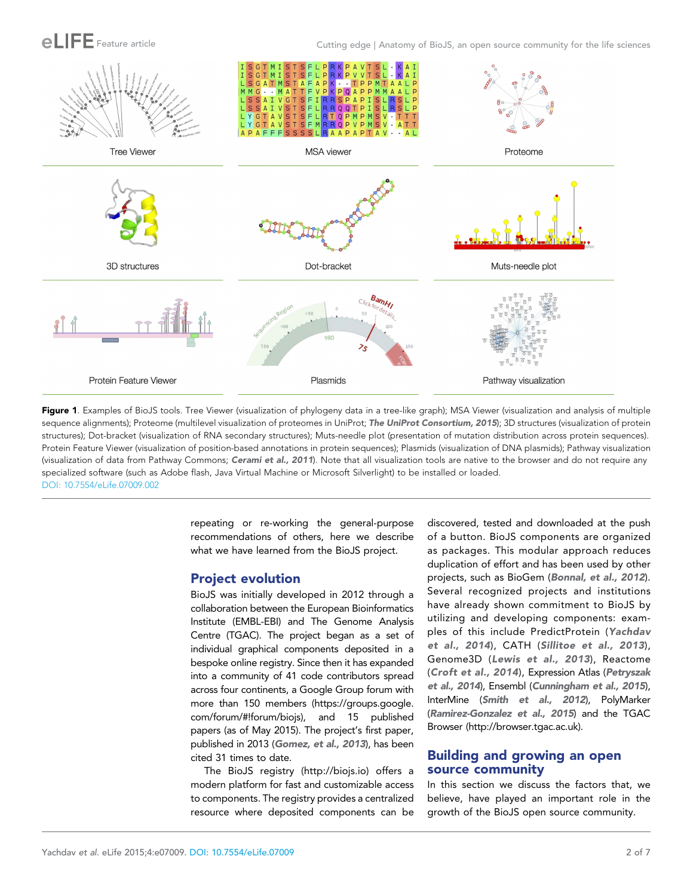Tree Viewer | MSA viewer | Proteome

3D structures | Dot-bracket | Muts-needle plot

Protein Feature Viewer | Plasmids | Pathway visualization

**Figure 1**. Examples of BioJS tools. Tree Viewer (visualization of phylogeny data in a tree-like graph); MSA Viewer (visualization and analysis of multiple sequence alignments); Proteome (multilevel visualization of proteomes in UniProt; ***The UniProt Consortium, 2015***); 3D structures (visualization of protein structures); Dot-bracket (visualization of RNA secondary structures); Muts-needle plot (presentation of mutation distribution across protein sequences). Protein Feature Viewer (visualization of position-based annotations in protein sequences); Plasmids (visualization of DNA plasmids); Pathway visualization (visualization of data from Pathway Commons; ***Cerami et al., 2011***). Note that all visualization tools are native to the browser and do not require any specialized software (such as Adobe flash, Java Virtual Machine or Microsoft Silverlight) to be installed or loaded.
DOI: 10.7554/eLife.07009.002

repeating or re-working the general-purpose recommendations of others, here we describe what we have learned from the BioJS project.

## Project evolution

BioJS was initially developed in 2012 through a collaboration between the European Bioinformatics Institute (EMBL-EBI) and The Genome Analysis Centre (TGAC). The project began as a set of individual graphical components deposited in a bespoke online registry. Since then it has expanded into a community of 41 code contributors spread across four continents, a Google Group forum with more than 150 members (https://groups.google.com/forum/#!forum/biojs), and 15 published papers (as of May 2015). The project's first paper, published in 2013 (***Gomez, et al., 2013***), has been cited 31 times to date.

The BioJS registry (http://biojs.io) offers a modern platform for fast and customizable access to components. The registry provides a centralized resource where deposited components can be discovered, tested and downloaded at the push of a button. BioJS components are organized as packages. This modular approach reduces duplication of effort and has been used by other projects, such as BioGem (***Bonnal, et al., 2012***). Several recognized projects and institutions have already shown commitment to BioJS by utilizing and developing components: examples of this include PredictProtein (***Yachdav et al., 2014***), CATH (***Sillitoe et al., 2013***), Genome3D (***Lewis et al., 2013***), Reactome (***Croft et al., 2014***), Expression Atlas (***Petryszak et al., 2014***), Ensembl (***Cunningham et al., 2015***), InterMine (***Smith et al., 2012***), PolyMarker (***Ramirez-Gonzalez et al., 2015***) and the TGAC Browser (http://browser.tgac.ac.uk).

## Building and growing an open source community

In this section we discuss the factors that, we believe, have played an important role in the growth of the BioJS open source community.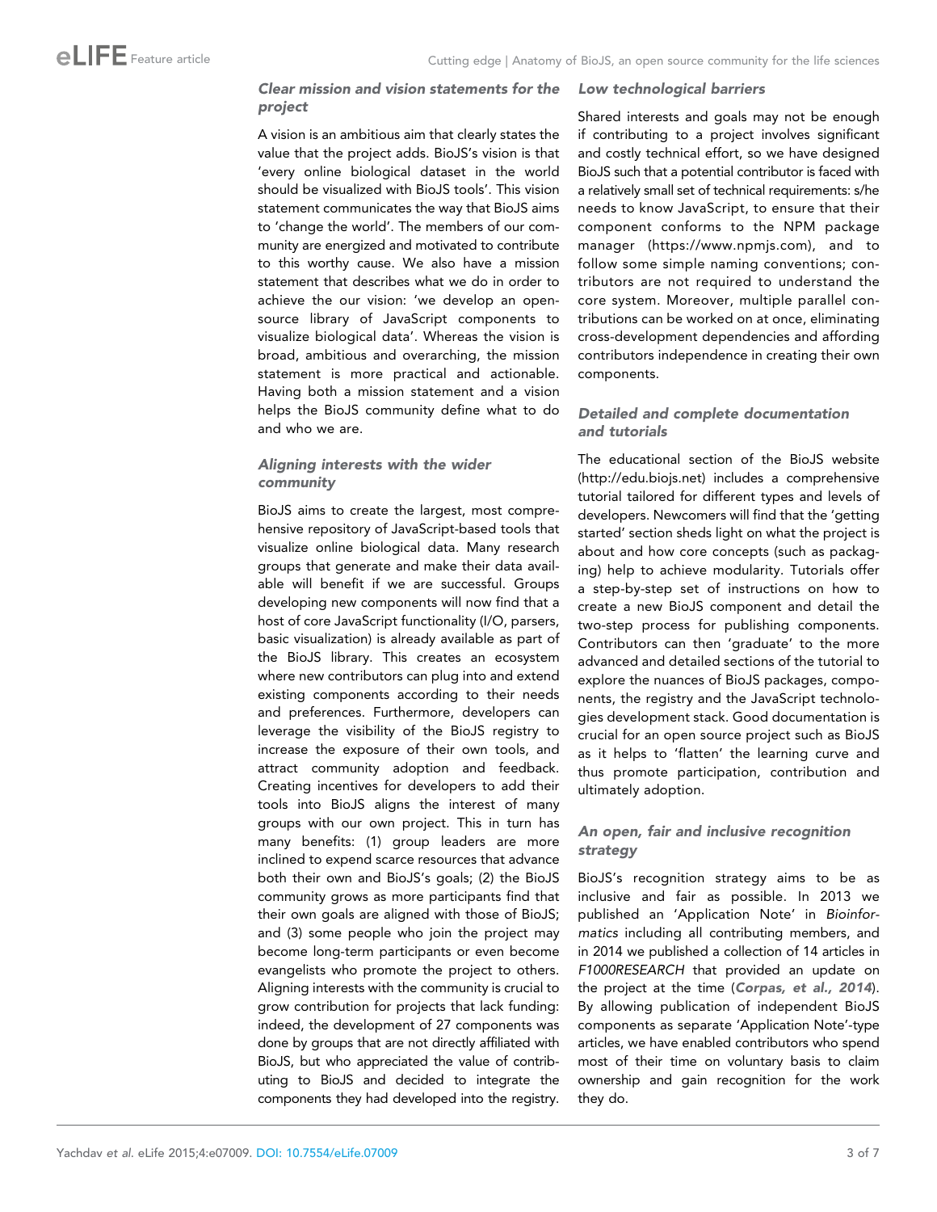### *Clear mission and vision statements for the project*

A vision is an ambitious aim that clearly states the value that the project adds. BioJS's vision is that 'every online biological dataset in the world should be visualized with BioJS tools'. This vision statement communicates the way that BioJS aims to 'change the world'. The members of our community are energized and motivated to contribute to this worthy cause. We also have a mission statement that describes what we do in order to achieve the our vision: 'we develop an open-source library of JavaScript components to visualize biological data'. Whereas the vision is broad, ambitious and overarching, the mission statement is more practical and actionable. Having both a mission statement and a vision helps the BioJS community define what to do and who we are.

### *Aligning interests with the wider community*

BioJS aims to create the largest, most comprehensive repository of JavaScript-based tools that visualize online biological data. Many research groups that generate and make their data available will benefit if we are successful. Groups developing new components will now find that a host of core JavaScript functionality (I/O, parsers, basic visualization) is already available as part of the BioJS library. This creates an ecosystem where new contributors can plug into and extend existing components according to their needs and preferences. Furthermore, developers can leverage the visibility of the BioJS registry to increase the exposure of their own tools, and attract community adoption and feedback. Creating incentives for developers to add their tools into BioJS aligns the interest of many groups with our own project. This in turn has many benefits: (1) group leaders are more inclined to expend scarce resources that advance both their own and BioJS's goals; (2) the BioJS community grows as more participants find that their own goals are aligned with those of BioJS; and (3) some people who join the project may become long-term participants or even become evangelists who promote the project to others. Aligning interests with the community is crucial to grow contribution for projects that lack funding: indeed, the development of 27 components was done by groups that are not directly affiliated with BioJS, but who appreciated the value of contributing to BioJS and decided to integrate the components they had developed into the registry.

### *Low technological barriers*

Shared interests and goals may not be enough if contributing to a project involves significant and costly technical effort, so we have designed BioJS such that a potential contributor is faced with a relatively small set of technical requirements: s/he needs to know JavaScript, to ensure that their component conforms to the NPM package manager (https://www.npmjs.com), and to follow some simple naming conventions; contributors are not required to understand the core system. Moreover, multiple parallel contributions can be worked on at once, eliminating cross-development dependencies and affording contributors independence in creating their own components.

### *Detailed and complete documentation and tutorials*

The educational section of the BioJS website (http://edu.biojs.net) includes a comprehensive tutorial tailored for different types and levels of developers. Newcomers will find that the 'getting started' section sheds light on what the project is about and how core concepts (such as packaging) help to achieve modularity. Tutorials offer a step-by-step set of instructions on how to create a new BioJS component and detail the two-step process for publishing components. Contributors can then 'graduate' to the more advanced and detailed sections of the tutorial to explore the nuances of BioJS packages, components, the registry and the JavaScript technologies development stack. Good documentation is crucial for an open source project such as BioJS as it helps to 'flatten' the learning curve and thus promote participation, contribution and ultimately adoption.

### *An open, fair and inclusive recognition strategy*

BioJS's recognition strategy aims to be as inclusive and fair as possible. In 2013 we published an 'Application Note' in *Bioinformatics* including all contributing members, and in 2014 we published a collection of 14 articles in *F1000RESEARCH* that provided an update on the project at the time (**Corpas, et al., 2014**). By allowing publication of independent BioJS components as separate 'Application Note'-type articles, we have enabled contributors who spend most of their time on voluntary basis to claim ownership and gain recognition for the work they do.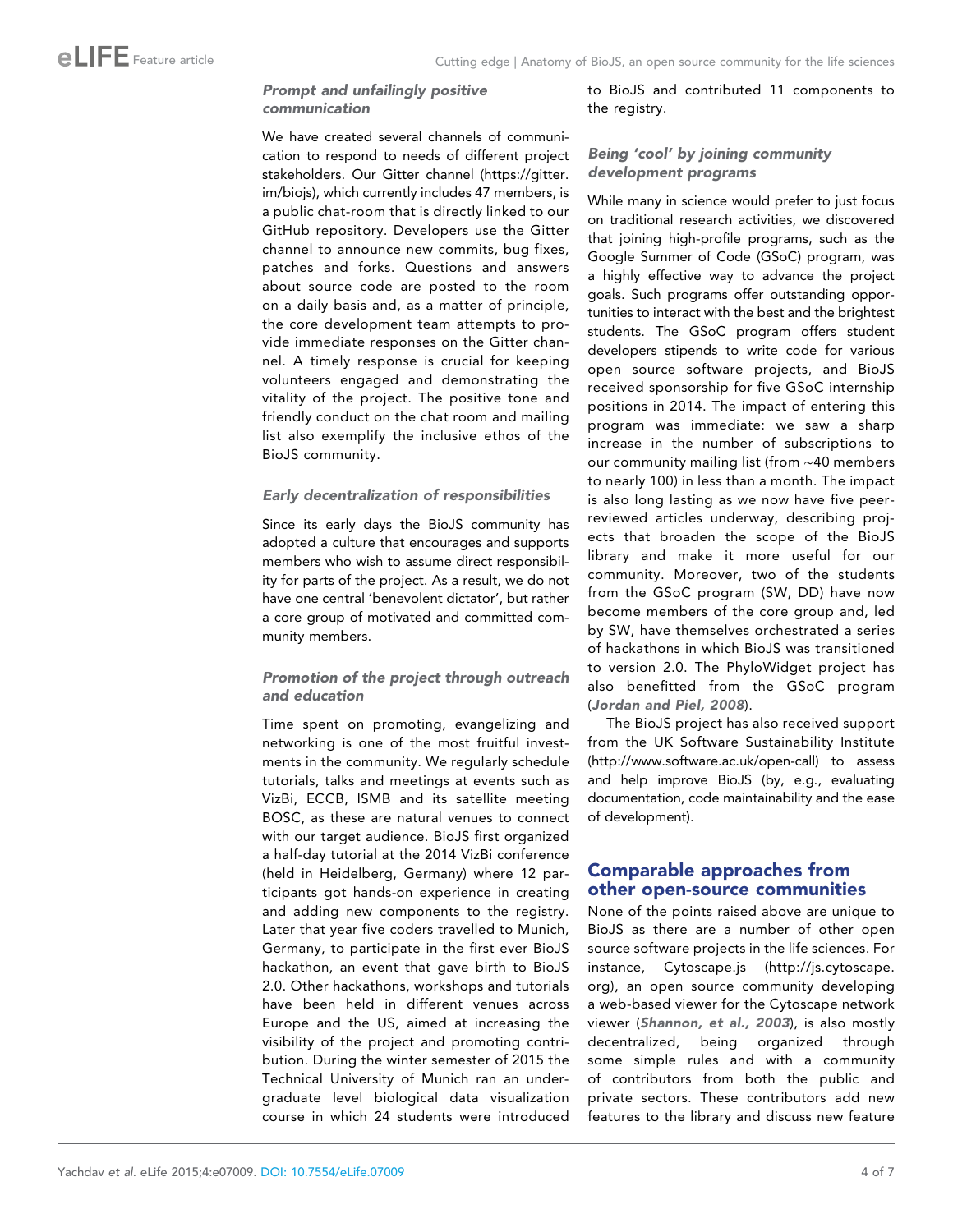### *Prompt and unfailingly positive communication*

We have created several channels of communication to respond to needs of different project stakeholders. Our Gitter channel (https://gitter.im/biojs), which currently includes 47 members, is a public chat-room that is directly linked to our GitHub repository. Developers use the Gitter channel to announce new commits, bug fixes, patches and forks. Questions and answers about source code are posted to the room on a daily basis and, as a matter of principle, the core development team attempts to provide immediate responses on the Gitter channel. A timely response is crucial for keeping volunteers engaged and demonstrating the vitality of the project. The positive tone and friendly conduct on the chat room and mailing list also exemplify the inclusive ethos of the BioJS community.

### *Early decentralization of responsibilities*

Since its early days the BioJS community has adopted a culture that encourages and supports members who wish to assume direct responsibility for parts of the project. As a result, we do not have one central 'benevolent dictator', but rather a core group of motivated and committed community members.

### *Promotion of the project through outreach and education*

Time spent on promoting, evangelizing and networking is one of the most fruitful investments in the community. We regularly schedule tutorials, talks and meetings at events such as VizBi, ECCB, ISMB and its satellite meeting BOSC, as these are natural venues to connect with our target audience. BioJS first organized a half-day tutorial at the 2014 VizBi conference (held in Heidelberg, Germany) where 12 participants got hands-on experience in creating and adding new components to the registry. Later that year five coders travelled to Munich, Germany, to participate in the first ever BioJS hackathon, an event that gave birth to BioJS 2.0. Other hackathons, workshops and tutorials have been held in different venues across Europe and the US, aimed at increasing the visibility of the project and promoting contribution. During the winter semester of 2015 the Technical University of Munich ran an undergraduate level biological data visualization course in which 24 students were introduced to BioJS and contributed 11 components to the registry.

### *Being 'cool' by joining community development programs*

While many in science would prefer to just focus on traditional research activities, we discovered that joining high-profile programs, such as the Google Summer of Code (GSoC) program, was a highly effective way to advance the project goals. Such programs offer outstanding opportunities to interact with the best and the brightest students. The GSoC program offers student developers stipends to write code for various open source software projects, and BioJS received sponsorship for five GSoC internship positions in 2014. The impact of entering this program was immediate: we saw a sharp increase in the number of subscriptions to our community mailing list (from ~40 members to nearly 100) in less than a month. The impact is also long lasting as we now have five peer-reviewed articles underway, describing projects that broaden the scope of the BioJS library and make it more useful for our community. Moreover, two of the students from the GSoC program (SW, DD) have now become members of the core group and, led by SW, have themselves orchestrated a series of hackathons in which BioJS was transitioned to version 2.0. The PhyloWidget project has also benefitted from the GSoC program (*Jordan and Piel, 2008*).

The BioJS project has also received support from the UK Software Sustainability Institute (http://www.software.ac.uk/open-call) to assess and help improve BioJS (by, e.g., evaluating documentation, code maintainability and the ease of development).

## Comparable approaches from other open-source communities

None of the points raised above are unique to BioJS as there are a number of other open source software projects in the life sciences. For instance, Cytoscape.js (http://js.cytoscape.org), an open source community developing a web-based viewer for the Cytoscape network viewer (*Shannon, et al., 2003*), is also mostly decentralized, being organized through some simple rules and with a community of contributors from both the public and private sectors. These contributors add new features to the library and discuss new feature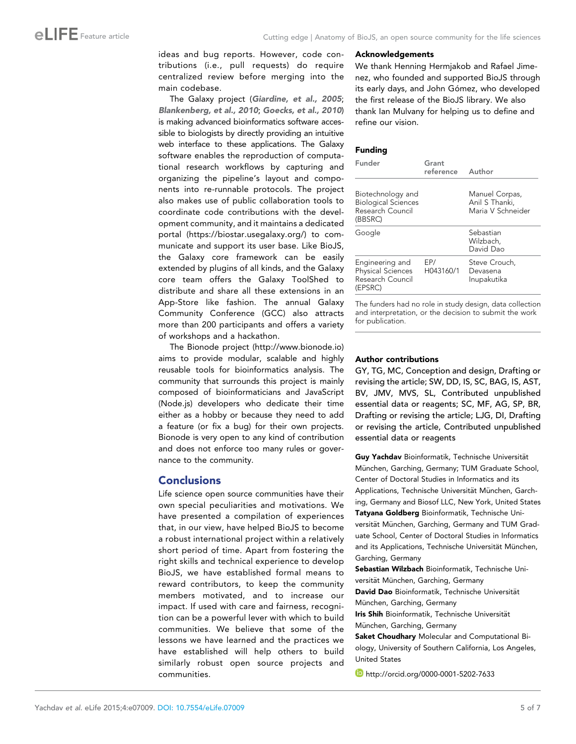ideas and bug reports. However, code contributions (i.e., pull requests) do require centralized review before merging into the main codebase.

The Galaxy project (*Giardine, et al., 2005*; *Blankenberg, et al., 2010*; *Goecks, et al., 2010*) is making advanced bioinformatics software accessible to biologists by directly providing an intuitive web interface to these applications. The Galaxy software enables the reproduction of computational research workflows by capturing and organizing the pipeline's layout and components into re-runnable protocols. The project also makes use of public collaboration tools to coordinate code contributions with the development community, and it maintains a dedicated portal (https://biostar.usegalaxy.org/) to communicate and support its user base. Like BioJS, the Galaxy core framework can be easily extended by plugins of all kinds, and the Galaxy core team offers the Galaxy ToolShed to distribute and share all these extensions in an App-Store like fashion. The annual Galaxy Community Conference (GCC) also attracts more than 200 participants and offers a variety of workshops and a hackathon.

The Bionode project (http://www.bionode.io) aims to provide modular, scalable and highly reusable tools for bioinformatics analysis. The community that surrounds this project is mainly composed of bioinformaticians and JavaScript (Node.js) developers who dedicate their time either as a hobby or because they need to add a feature (or fix a bug) for their own projects. Bionode is very open to any kind of contribution and does not enforce too many rules or governance to the community.

## Conclusions

Life science open source communities have their own special peculiarities and motivations. We have presented a compilation of experiences that, in our view, have helped BioJS to become a robust international project within a relatively short period of time. Apart from fostering the right skills and technical experience to develop BioJS, we have established formal means to reward contributors, to keep the community members motivated, and to increase our impact. If used with care and fairness, recognition can be a powerful lever with which to build communities. We believe that some of the lessons we have learned and the practices we have established will help others to build similarly robust open source projects and communities.

### Acknowledgements

We thank Henning Hermjakob and Rafael Jimenez, who founded and supported BioJS through its early days, and John Gómez, who developed the first release of the BioJS library. We also thank Ian Mulvany for helping us to define and refine our vision.

### Funding

| Funder | Grant reference | Author |
|---|---|---|
| Biotechnology and Biological Sciences Research Council (BBSRC) | | Manuel Corpas, Anil S Thanki, Maria V Schneider |
| Google | | Sebastian Wilzbach, David Dao |
| Engineering and Physical Sciences Research Council (EPSRC) | EP/H043160/1 | Steve Crouch, Devasena Inupakutika |

The funders had no role in study design, data collection and interpretation, or the decision to submit the work for publication.

### Author contributions

GY, TG, MC, Conception and design, Drafting or revising the article; SW, DD, IS, SC, BAG, IS, AST, BV, JMV, MVS, SL, Contributed unpublished essential data or reagents; SC, MF, AG, SP, BR, Drafting or revising the article; LJG, DI, Drafting or revising the article, Contributed unpublished essential data or reagents

**Guy Yachdav** Bioinformatik, Technische Universität München, Garching, Germany; TUM Graduate School, Center of Doctoral Studies in Informatics and its Applications, Technische Universität München, Garching, Germany and Biosof LLC, New York, United States

**Tatyana Goldberg** Bioinformatik, Technische Universität München, Garching, Germany and TUM Graduate School, Center of Doctoral Studies in Informatics and its Applications, Technische Universität München, Garching, Germany

**Sebastian Wilzbach** Bioinformatik, Technische Universität München, Garching, Germany

**David Dao** Bioinformatik, Technische Universität München, Garching, Germany

**Iris Shih** Bioinformatik, Technische Universität München, Garching, Germany

**Saket Choudhary** Molecular and Computational Biology, University of Southern California, Los Angeles, United States

http://orcid.org/0000-0001-5202-7633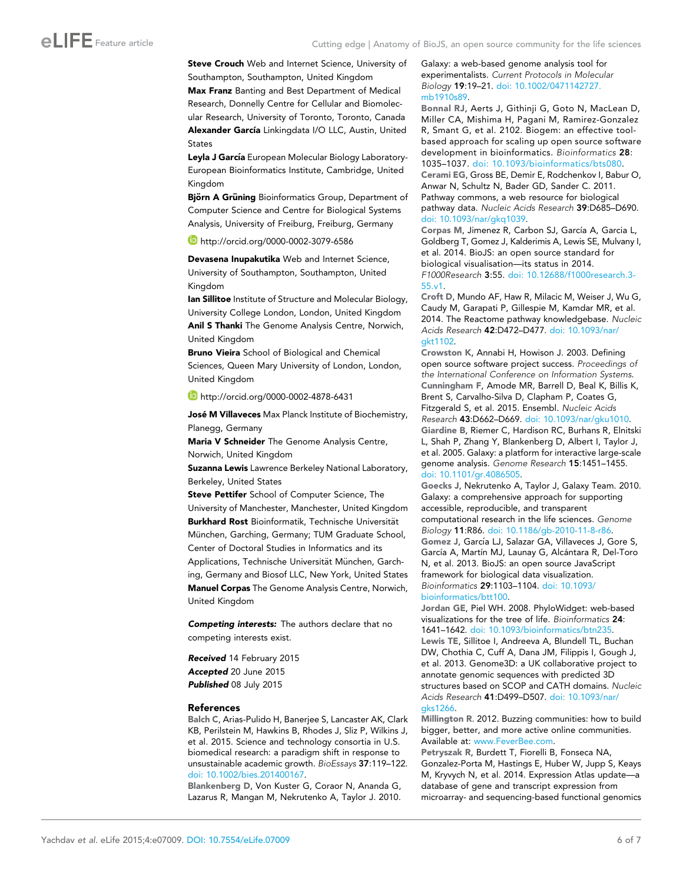**Steve Crouch** Web and Internet Science, University of Southampton, Southampton, United Kingdom

**Max Franz** Banting and Best Department of Medical Research, Donnelly Centre for Cellular and Biomolecular Research, University of Toronto, Toronto, Canada

**Alexander García** Linkingdata I/O LLC, Austin, United States

**Leyla J García** European Molecular Biology Laboratory-European Bioinformatics Institute, Cambridge, United Kingdom

**Björn A Grüning** Bioinformatics Group, Department of Computer Science and Centre for Biological Systems Analysis, University of Freiburg, Freiburg, Germany

http://orcid.org/0000-0002-3079-6586

**Devasena Inupakutika** Web and Internet Science, University of Southampton, Southampton, United Kingdom

**Ian Sillitoe** Institute of Structure and Molecular Biology, University College London, London, United Kingdom

**Anil S Thanki** The Genome Analysis Centre, Norwich, United Kingdom

**Bruno Vieira** School of Biological and Chemical Sciences, Queen Mary University of London, London, United Kingdom

http://orcid.org/0000-0002-4878-6431

**José M Villaveces** Max Planck Institute of Biochemistry, Planegg, Germany

**Maria V Schneider** The Genome Analysis Centre, Norwich, United Kingdom

**Suzanna Lewis** Lawrence Berkeley National Laboratory, Berkeley, United States

**Steve Pettifer** School of Computer Science, The University of Manchester, Manchester, United Kingdom

**Burkhard Rost** Bioinformatik, Technische Universität München, Garching, Germany; TUM Graduate School, Center of Doctoral Studies in Informatics and its Applications, Technische Universität München, Garching, Germany and Biosof LLC, New York, United States

**Manuel Corpas** The Genome Analysis Centre, Norwich, United Kingdom

***Competing interests:*** The authors declare that no competing interests exist.

***Received*** 14 February 2015
***Accepted*** 20 June 2015
***Published*** 08 July 2015

## References

Balch C, Arias-Pulido H, Banerjee S, Lancaster AK, Clark KB, Perilstein M, Hawkins B, Rhodes J, Sliz P, Wilkins J, et al. 2015. Science and technology consortia in U.S. biomedical research: a paradigm shift in response to unsustainable academic growth. *BioEssays* **37**:119–122. doi: 10.1002/bies.201400167.

Blankenberg D, Von Kuster G, Coraor N, Ananda G, Lazarus R, Mangan M, Nekrutenko A, Taylor J. 2010. Galaxy: a web-based genome analysis tool for experimentalists. *Current Protocols in Molecular Biology* **19**:19–21. doi: 10.1002/0471142727.mb1910s89.

Bonnal RJ, Aerts J, Githinji G, Goto N, MacLean D, Miller CA, Mishima H, Pagani M, Ramirez-Gonzalez R, Smant G, et al. 2102. Biogem: an effective tool-based approach for scaling up open source software development in bioinformatics. *Bioinformatics* **28**:1035–1037. doi: 10.1093/bioinformatics/bts080.

Cerami EG, Gross BE, Demir E, Rodchenkov I, Babur O, Anwar N, Schultz N, Bader GD, Sander C. 2011. Pathway commons, a web resource for biological pathway data. *Nucleic Acids Research* **39**:D685–D690. doi: 10.1093/nar/gkq1039.

Corpas M, Jimenez R, Carbon SJ, García A, Garcia L, Goldberg T, Gomez J, Kalderimis A, Lewis SE, Mulvany I, et al. 2014. BioJS: an open source standard for biological visualisation—its status in 2014. *F1000Research* **3**:55. doi: 10.12688/f1000research.3-55.v1.

Croft D, Mundo AF, Haw R, Milacic M, Weiser J, Wu G, Caudy M, Garapati P, Gillespie M, Kamdar MR, et al. 2014. The Reactome pathway knowledgebase. *Nucleic Acids Research* **42**:D472–D477. doi: 10.1093/nar/gkt1102.

Crowston K, Annabi H, Howison J. 2003. Defining open source software project success. *Proceedings of the International Conference on Information Systems*.

Cunningham F, Amode MR, Barrell D, Beal K, Billis K, Brent S, Carvalho-Silva D, Clapham P, Coates G, Fitzgerald S, et al. 2015. Ensembl. *Nucleic Acids Research* **43**:D662–D669. doi: 10.1093/nar/gku1010.

Giardine B, Riemer C, Hardison RC, Burhans R, Elnitski L, Shah P, Zhang Y, Blankenberg D, Albert I, Taylor J, et al. 2005. Galaxy: a platform for interactive large-scale genome analysis. *Genome Research* **15**:1451–1455. doi: 10.1101/gr.4086505.

Goecks J, Nekrutenko A, Taylor J, Galaxy Team. 2010. Galaxy: a comprehensive approach for supporting accessible, reproducible, and transparent computational research in the life sciences. *Genome Biology* **11**:R86. doi: 10.1186/gb-2010-11-8-r86.

Gomez J, García LJ, Salazar GA, Villaveces J, Gore S, García A, Martín MJ, Launay G, Alcántara R, Del-Toro N, et al. 2013. BioJS: an open source JavaScript framework for biological data visualization. *Bioinformatics* **29**:1103–1104. doi: 10.1093/bioinformatics/btt100.

Jordan GE, Piel WH. 2008. PhyloWidget: web-based visualizations for the tree of life. *Bioinformatics* **24**:1641–1642. doi: 10.1093/bioinformatics/btn235.

Lewis TE, Sillitoe I, Andreeva A, Blundell TL, Buchan DW, Chothia C, Cuff A, Dana JM, Filippis I, Gough J, et al. 2013. Genome3D: a UK collaborative project to annotate genomic sequences with predicted 3D structures based on SCOP and CATH domains. *Nucleic Acids Research* **41**:D499–D507. doi: 10.1093/nar/gks1266.

Millington R. 2012. Buzzing communities: how to build bigger, better, and more active online communities. Available at: www.FeverBee.com.

Petryszak R, Burdett T, Fiorelli B, Fonseca NA, Gonzalez-Porta M, Hastings E, Huber W, Jupp S, Keays M, Kryvych N, et al. 2014. Expression Atlas update—a database of gene and transcript expression from microarray- and sequencing-based functional genomics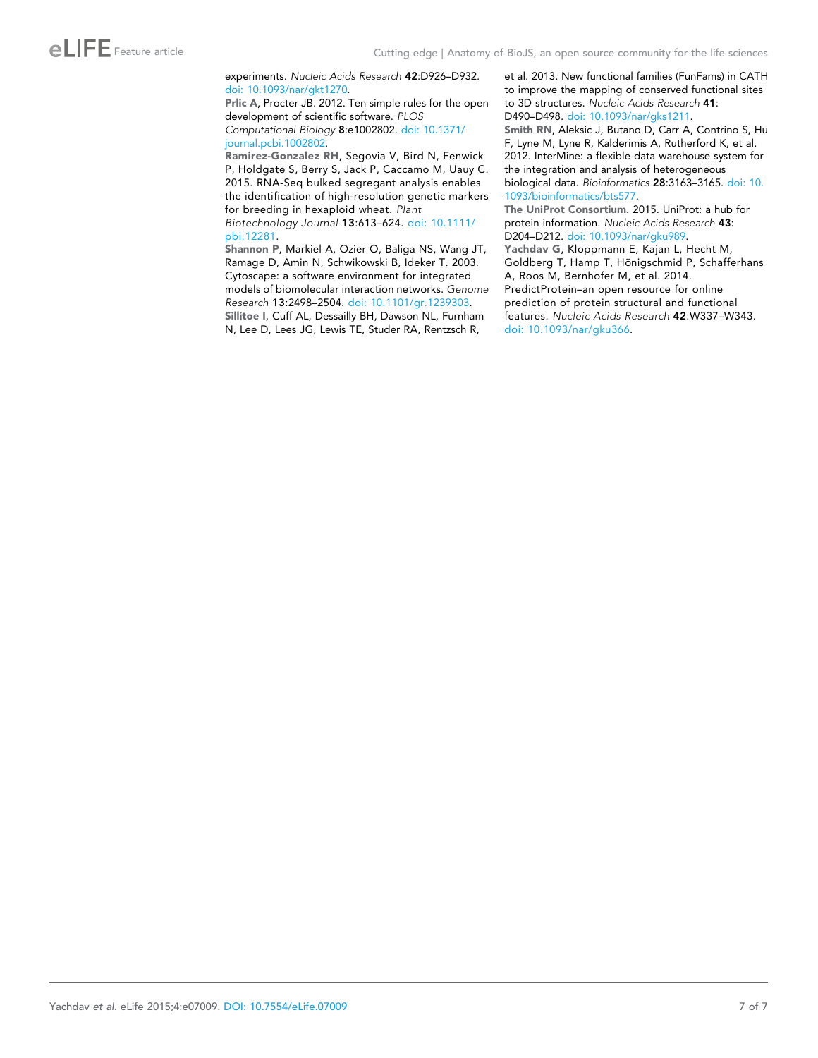experiments. *Nucleic Acids Research* **42**:D926–D932. doi: 10.1093/nar/gkt1270.

**Prlic A**, Procter JB. 2012. Ten simple rules for the open development of scientific software. *PLOS Computational Biology* **8**:e1002802. doi: 10.1371/journal.pcbi.1002802.

**Ramirez-Gonzalez RH**, Segovia V, Bird N, Fenwick P, Holdgate S, Berry S, Jack P, Caccamo M, Uauy C. 2015. RNA-Seq bulked segregant analysis enables the identification of high-resolution genetic markers for breeding in hexaploid wheat. *Plant Biotechnology Journal* **13**:613–624. doi: 10.1111/pbi.12281.

**Shannon P**, Markiel A, Ozier O, Baliga NS, Wang JT, Ramage D, Amin N, Schwikowski B, Ideker T. 2003. Cytoscape: a software environment for integrated models of biomolecular interaction networks. *Genome Research* **13**:2498–2504. doi: 10.1101/gr.1239303.

**Sillitoe I**, Cuff AL, Dessailly BH, Dawson NL, Furnham N, Lee D, Lees JG, Lewis TE, Studer RA, Rentzsch R, et al. 2013. New functional families (FunFams) in CATH to improve the mapping of conserved functional sites to 3D structures. *Nucleic Acids Research* **41**: D490–D498. doi: 10.1093/nar/gks1211.

**Smith RN**, Aleksic J, Butano D, Carr A, Contrino S, Hu F, Lyne M, Lyne R, Kalderimis A, Rutherford K, et al. 2012. InterMine: a flexible data warehouse system for the integration and analysis of heterogeneous biological data. *Bioinformatics* **28**:3163–3165. doi: 10.1093/bioinformatics/bts577.

**The UniProt Consortium**. 2015. UniProt: a hub for protein information. *Nucleic Acids Research* **43**: D204–D212. doi: 10.1093/nar/gku989.

**Yachdav G**, Kloppmann E, Kajan L, Hecht M, Goldberg T, Hamp T, Hönigschmid P, Schafferhans A, Roos M, Bernhofer M, et al. 2014. PredictProtein–an open resource for online prediction of protein structural and functional features. *Nucleic Acids Research* **42**:W337–W343. doi: 10.1093/nar/gku366.